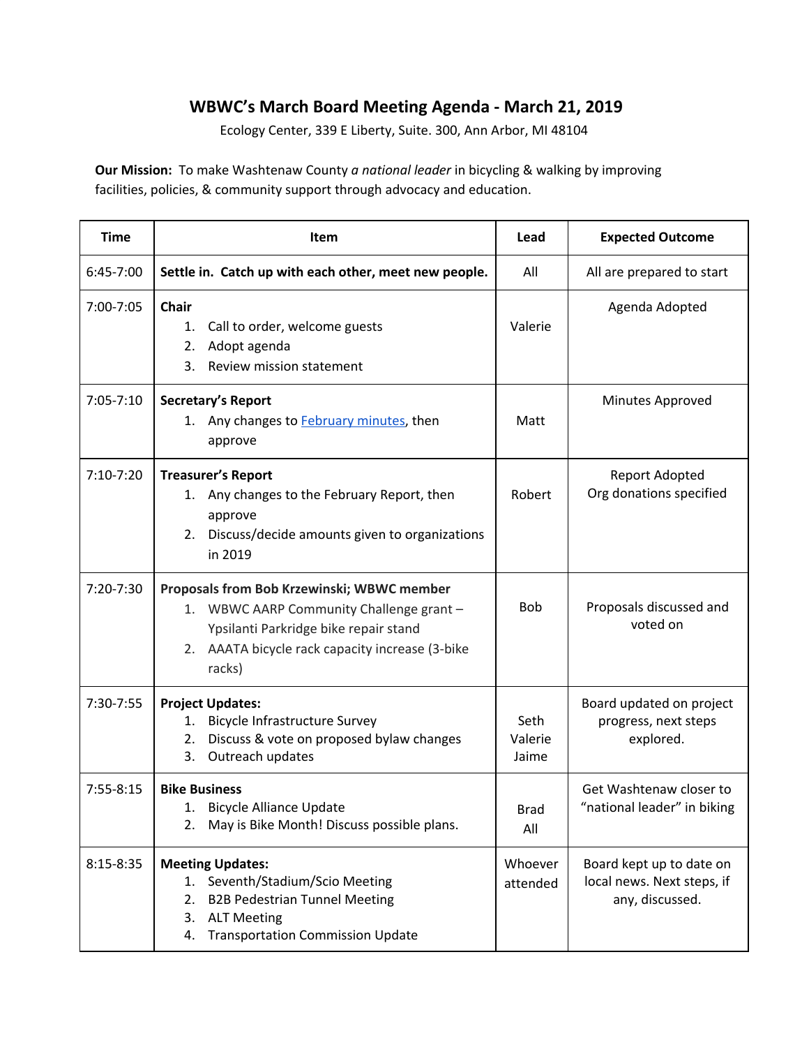# WBWC's March Board Meeting Agenda - March 21, 2019

Ecology Center, 339 E Liberty, Suite. 300, Ann Arbor, MI 48104

**Our Mission:** To make Washtenaw County *a national leader* in bicycling & walking by improving facilities, policies, & community support through advocacy and education.

| Time | Item | Lead | Expected Outcome |
|---|---|---|---|
| 6:45-7:00 | **Settle in. Catch up with each other, meet new people.** | All | All are prepared to start |
| 7:00-7:05 | **Chair**<br>1. Call to order, welcome guests<br>2. Adopt agenda<br>3. Review mission statement | Valerie | Agenda Adopted |
| 7:05-7:10 | **Secretary's Report**<br>1. Any changes to [February minutes], then approve | Matt | Minutes Approved |
| 7:10-7:20 | **Treasurer's Report**<br>1. Any changes to the February Report, then approve<br>2. Discuss/decide amounts given to organizations in 2019 | Robert | Report Adopted<br>Org donations specified |
| 7:20-7:30 | **Proposals from Bob Krzewinski; WBWC member**<br>1. WBWC AARP Community Challenge grant – Ypsilanti Parkridge bike repair stand<br>2. AAATA bicycle rack capacity increase (3-bike racks) | Bob | Proposals discussed and voted on |
| 7:30-7:55 | **Project Updates:**<br>1. Bicycle Infrastructure Survey<br>2. Discuss & vote on proposed bylaw changes<br>3. Outreach updates | Seth<br>Valerie<br>Jaime | Board updated on project progress, next steps explored. |
| 7:55-8:15 | **Bike Business**<br>1. Bicycle Alliance Update<br>2. May is Bike Month! Discuss possible plans. | Brad<br>All | Get Washtenaw closer to "national leader" in biking |
| 8:15-8:35 | **Meeting Updates:**<br>1. Seventh/Stadium/Scio Meeting<br>2. B2B Pedestrian Tunnel Meeting<br>3. ALT Meeting<br>4. Transportation Commission Update | Whoever attended | Board kept up to date on local news. Next steps, if any, discussed. |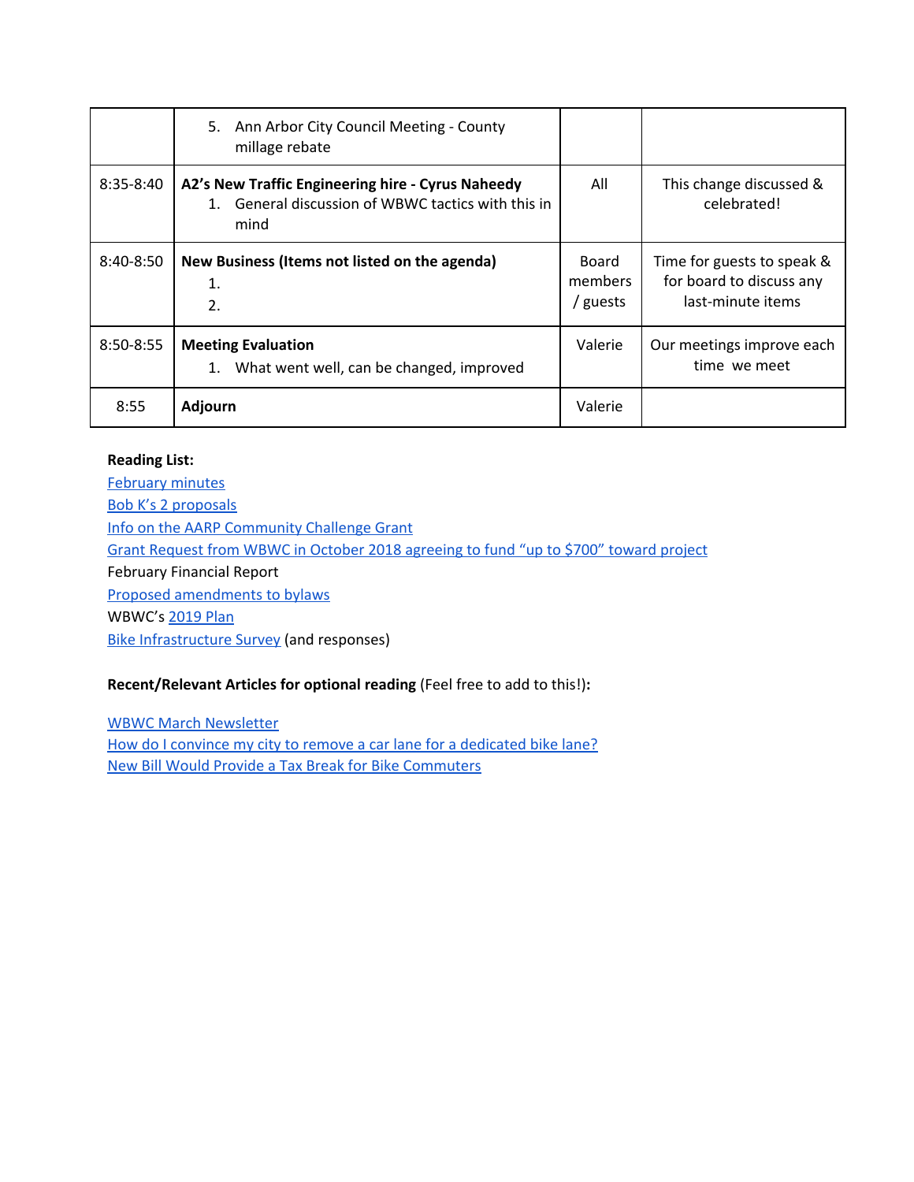| | | | |
|---|---|---|---|
| | 5. Ann Arbor City Council Meeting - County millage rebate | | |
| 8:35-8:40 | **A2's New Traffic Engineering hire - Cyrus Naheedy**<br>1. General discussion of WBWC tactics with this in mind | All | This change discussed & celebrated! |
| 8:40-8:50 | **New Business (Items not listed on the agenda)**<br>1.<br>2. | Board members / guests | Time for guests to speak & for board to discuss any last-minute items |
| 8:50-8:55 | **Meeting Evaluation**<br>1. What went well, can be changed, improved | Valerie | Our meetings improve each time we meet |
| 8:55 | **Adjourn** | Valerie | |

**Reading List:**

February minutes
Bob K's 2 proposals
Info on the AARP Community Challenge Grant
Grant Request from WBWC in October 2018 agreeing to fund "up to $700" toward project
February Financial Report
Proposed amendments to bylaws
WBWC's 2019 Plan
Bike Infrastructure Survey (and responses)

**Recent/Relevant Articles for optional reading** (Feel free to add to this!)**:**

WBWC March Newsletter
How do I convince my city to remove a car lane for a dedicated bike lane?
New Bill Would Provide a Tax Break for Bike Commuters